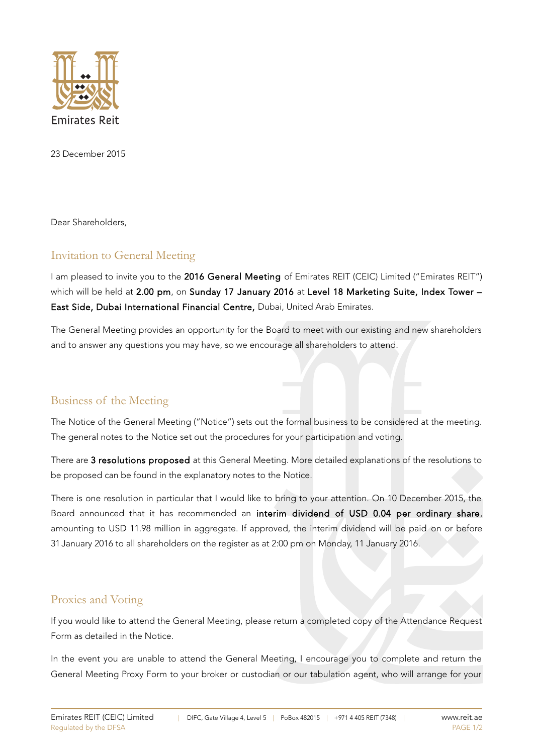Emirates Reit

23 December 2015

Dear Shareholders,

## Invitation to General Meeting

I am pleased to invite you to the **2016 General Meeting** of Emirates REIT (CEIC) Limited ("Emirates REIT") which will be held at **2.00 pm**, on **Sunday 17 January 2016** at **Level 18 Marketing Suite, Index Tower – East Side, Dubai International Financial Centre,** Dubai, United Arab Emirates.

The General Meeting provides an opportunity for the Board to meet with our existing and new shareholders and to answer any questions you may have, so we encourage all shareholders to attend.

## Business of the Meeting

The Notice of the General Meeting ("Notice") sets out the formal business to be considered at the meeting. The general notes to the Notice set out the procedures for your participation and voting.

There are **3 resolutions proposed** at this General Meeting. More detailed explanations of the resolutions to be proposed can be found in the explanatory notes to the Notice.

There is one resolution in particular that I would like to bring to your attention. On 10 December 2015, the Board announced that it has recommended an **interim dividend of USD 0.04 per ordinary share**, amounting to USD 11.98 million in aggregate. If approved, the interim dividend will be paid on or before 31 January 2016 to all shareholders on the register as at 2:00 pm on Monday, 11 January 2016.

## Proxies and Voting

If you would like to attend the General Meeting, please return a completed copy of the Attendance Request Form as detailed in the Notice.

In the event you are unable to attend the General Meeting, I encourage you to complete and return the General Meeting Proxy Form to your broker or custodian or our tabulation agent, who will arrange for your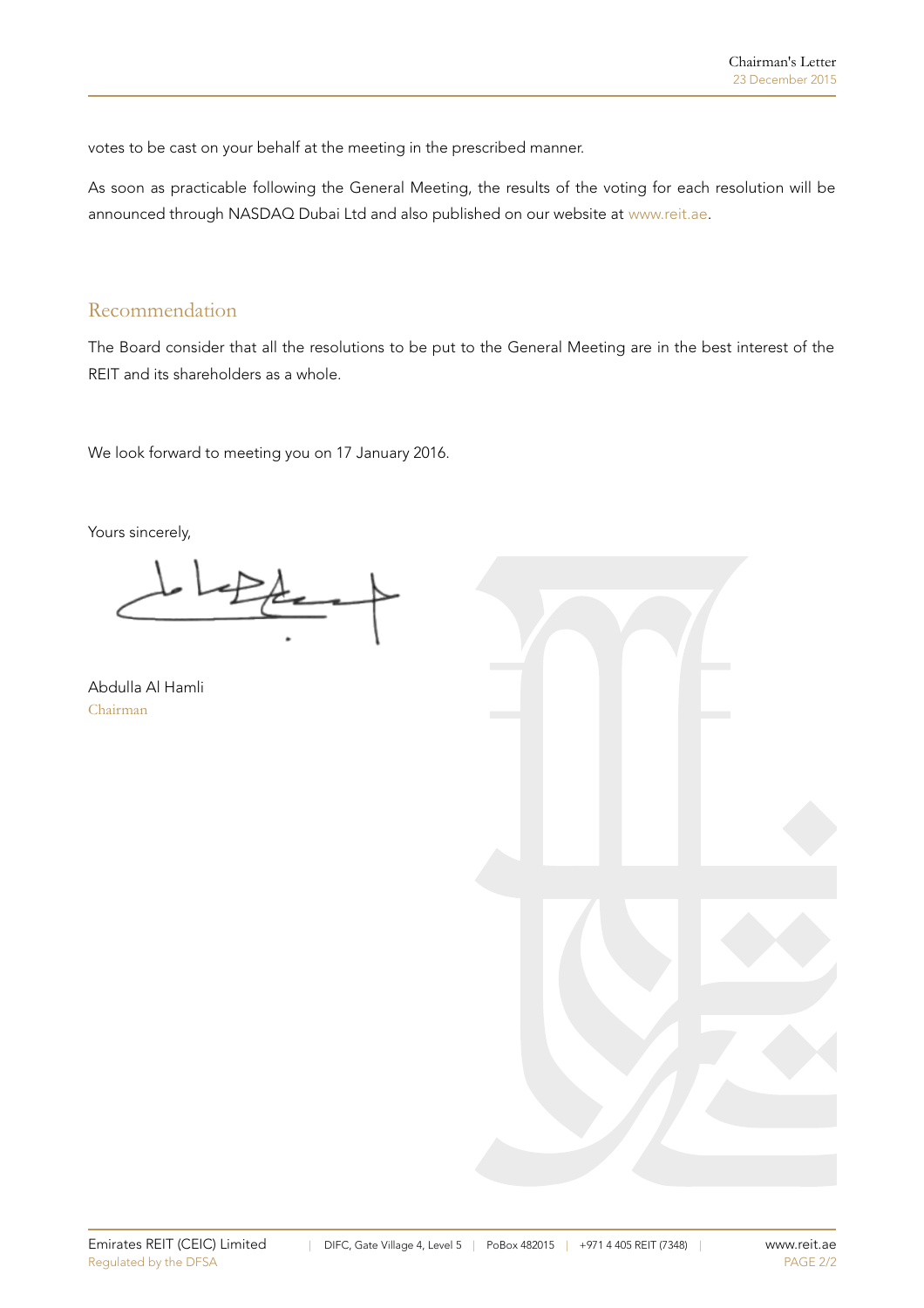votes to be cast on your behalf at the meeting in the prescribed manner.

As soon as practicable following the General Meeting, the results of the voting for each resolution will be announced through NASDAQ Dubai Ltd and also published on our website at www.reit.ae.

## Recommendation

The Board consider that all the resolutions to be put to the General Meeting are in the best interest of the REIT and its shareholders as a whole.

We look forward to meeting you on 17 January 2016.

Yours sincerely,

Abdulla Al Hamli
Chairman